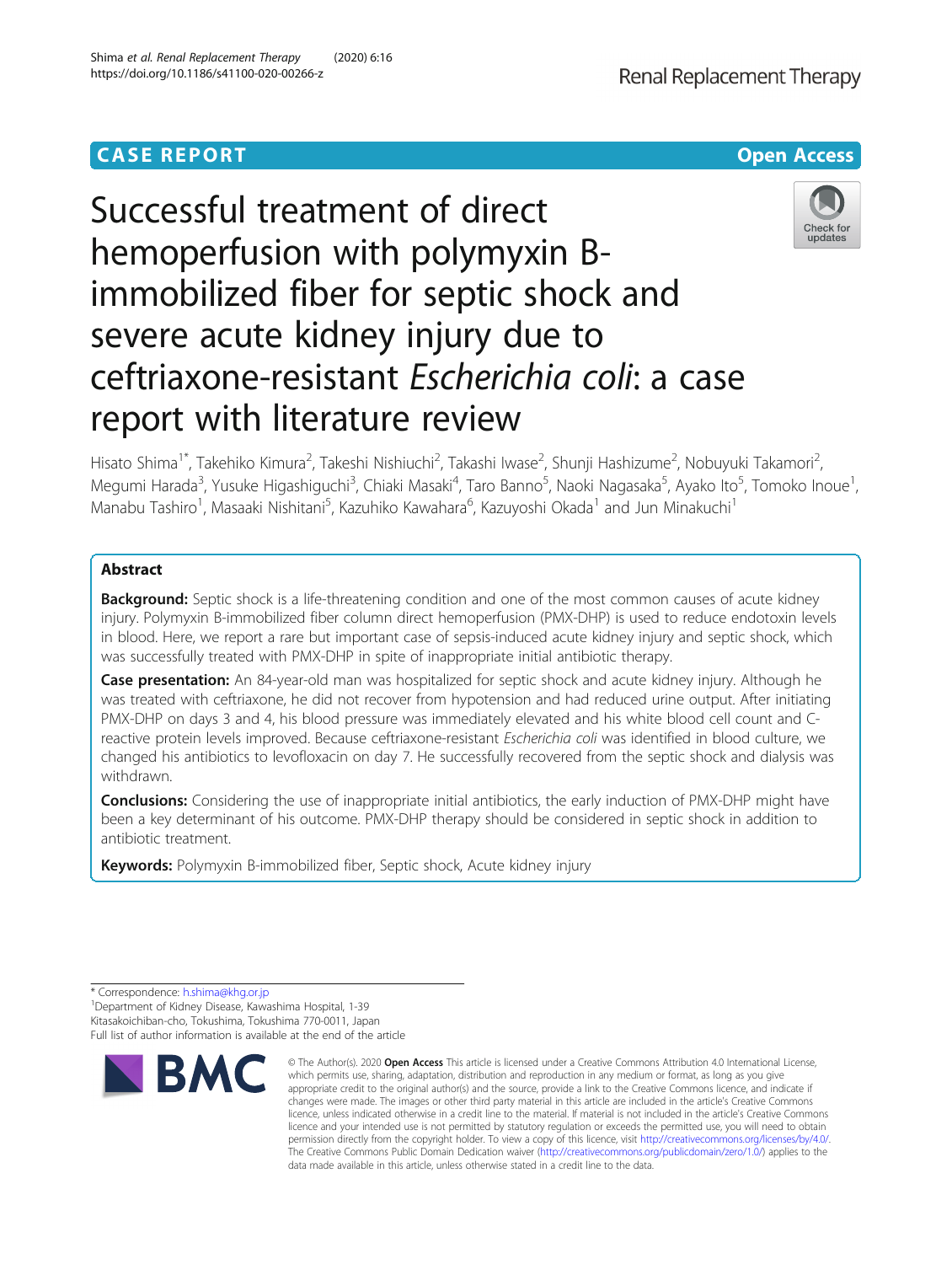CASE REPORT

Open Access

# Successful treatment of direct hemoperfusion with polymyxin B-immobilized fiber for septic shock and severe acute kidney injury due to ceftriaxone-resistant *Escherichia coli*: a case report with literature review

Hisato Shima[1*], Takehiko Kimura[2], Takeshi Nishiuchi[2], Takashi Iwase[2], Shunji Hashizume[2], Nobuyuki Takamori[2], Megumi Harada[3], Yusuke Higashiguchi[3], Chiaki Masaki[4], Taro Banno[5], Naoki Nagasaka[5], Ayako Ito[5], Tomoko Inoue[1], Manabu Tashiro[1], Masaaki Nishitani[5], Kazuhiko Kawahara[6], Kazuyoshi Okada[1] and Jun Minakuchi[1]

## Abstract

**Background:** Septic shock is a life-threatening condition and one of the most common causes of acute kidney injury. Polymyxin B-immobilized fiber column direct hemoperfusion (PMX-DHP) is used to reduce endotoxin levels in blood. Here, we report a rare but important case of sepsis-induced acute kidney injury and septic shock, which was successfully treated with PMX-DHP in spite of inappropriate initial antibiotic therapy.

**Case presentation:** An 84-year-old man was hospitalized for septic shock and acute kidney injury. Although he was treated with ceftriaxone, he did not recover from hypotension and had reduced urine output. After initiating PMX-DHP on days 3 and 4, his blood pressure was immediately elevated and his white blood cell count and C-reactive protein levels improved. Because ceftriaxone-resistant *Escherichia coli* was identified in blood culture, we changed his antibiotics to levofloxacin on day 7. He successfully recovered from the septic shock and dialysis was withdrawn.

**Conclusions:** Considering the use of inappropriate initial antibiotics, the early induction of PMX-DHP might have been a key determinant of his outcome. PMX-DHP therapy should be considered in septic shock in addition to antibiotic treatment.

**Keywords:** Polymyxin B-immobilized fiber, Septic shock, Acute kidney injury

\* Correspondence: h.shima@khg.or.jp
[1]Department of Kidney Disease, Kawashima Hospital, 1-39 Kitasakoichiban-cho, Tokushima, Tokushima 770-0011, Japan
Full list of author information is available at the end of the article

© The Author(s). 2020 **Open Access** This article is licensed under a Creative Commons Attribution 4.0 International License, which permits use, sharing, adaptation, distribution and reproduction in any medium or format, as long as you give appropriate credit to the original author(s) and the source, provide a link to the Creative Commons licence, and indicate if changes were made. The images or other third party material in this article are included in the article's Creative Commons licence, unless indicated otherwise in a credit line to the material. If material is not included in the article's Creative Commons licence and your intended use is not permitted by statutory regulation or exceeds the permitted use, you will need to obtain permission directly from the copyright holder. To view a copy of this licence, visit http://creativecommons.org/licenses/by/4.0/. The Creative Commons Public Domain Dedication waiver (http://creativecommons.org/publicdomain/zero/1.0/) applies to the data made available in this article, unless otherwise stated in a credit line to the data.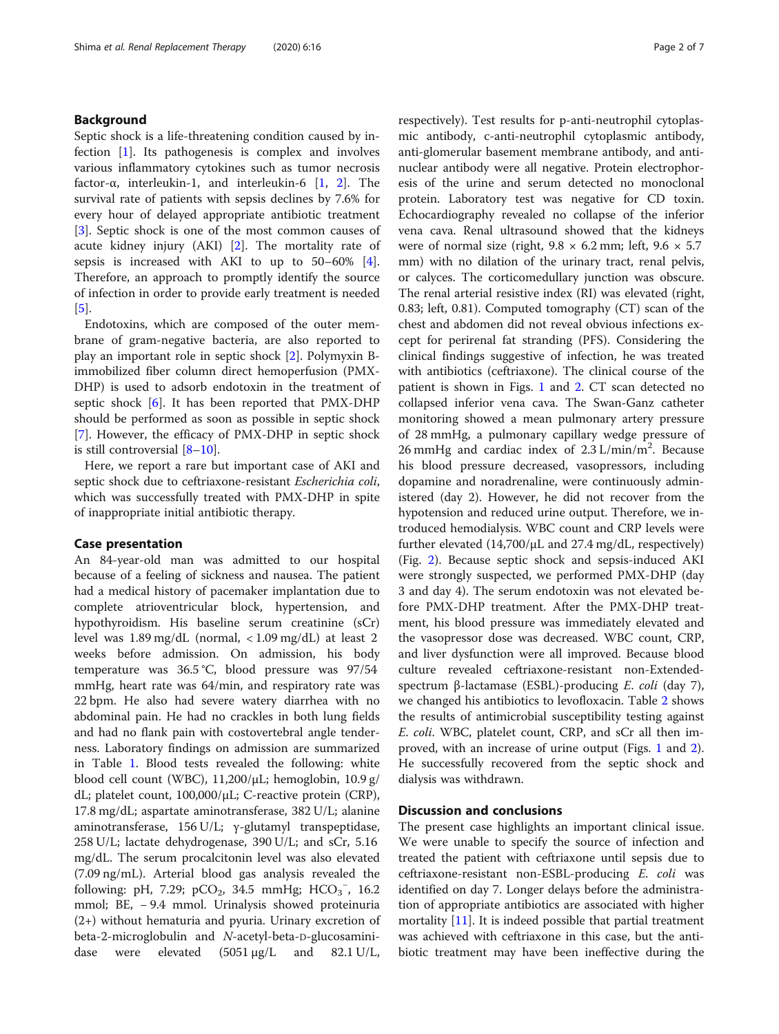## Background

Septic shock is a life-threatening condition caused by infection [1]. Its pathogenesis is complex and involves various inflammatory cytokines such as tumor necrosis factor-α, interleukin-1, and interleukin-6 [1, 2]. The survival rate of patients with sepsis declines by 7.6% for every hour of delayed appropriate antibiotic treatment [3]. Septic shock is one of the most common causes of acute kidney injury (AKI) [2]. The mortality rate of sepsis is increased with AKI to up to 50–60% [4]. Therefore, an approach to promptly identify the source of infection in order to provide early treatment is needed [5].

Endotoxins, which are composed of the outer membrane of gram-negative bacteria, are also reported to play an important role in septic shock [2]. Polymyxin B-immobilized fiber column direct hemoperfusion (PMX-DHP) is used to adsorb endotoxin in the treatment of septic shock [6]. It has been reported that PMX-DHP should be performed as soon as possible in septic shock [7]. However, the efficacy of PMX-DHP in septic shock is still controversial [8–10].

Here, we report a rare but important case of AKI and septic shock due to ceftriaxone-resistant *Escherichia coli*, which was successfully treated with PMX-DHP in spite of inappropriate initial antibiotic therapy.

## Case presentation

An 84-year-old man was admitted to our hospital because of a feeling of sickness and nausea. The patient had a medical history of pacemaker implantation due to complete atrioventricular block, hypertension, and hypothyroidism. His baseline serum creatinine (sCr) level was 1.89 mg/dL (normal, < 1.09 mg/dL) at least 2 weeks before admission. On admission, his body temperature was 36.5 °C, blood pressure was 97/54 mmHg, heart rate was 64/min, and respiratory rate was 22 bpm. He also had severe watery diarrhea with no abdominal pain. He had no crackles in both lung fields and had no flank pain with costovertebral angle tenderness. Laboratory findings on admission are summarized in Table 1. Blood tests revealed the following: white blood cell count (WBC), 11,200/μL; hemoglobin, 10.9 g/dL; platelet count, 100,000/μL; C-reactive protein (CRP), 17.8 mg/dL; aspartate aminotransferase, 382 U/L; alanine aminotransferase, 156 U/L; γ-glutamyl transpeptidase, 258 U/L; lactate dehydrogenase, 390 U/L; and sCr, 5.16 mg/dL. The serum procalcitonin level was also elevated (7.09 ng/mL). Arterial blood gas analysis revealed the following: pH, 7.29; $pCO_2$, 34.5 mmHg; $HCO_3^-$, 16.2 mmol; BE, − 9.4 mmol. Urinalysis showed proteinuria (2+) without hematuria and pyuria. Urinary excretion of beta-2-microglobulin and *N*-acetyl-beta-D-glucosaminidase were elevated (5051 μg/L and 82.1 U/L, respectively). Test results for p-anti-neutrophil cytoplasmic antibody, c-anti-neutrophil cytoplasmic antibody, anti-glomerular basement membrane antibody, and anti-nuclear antibody were all negative. Protein electrophoresis of the urine and serum detected no monoclonal protein. Laboratory test was negative for CD toxin. Echocardiography revealed no collapse of the inferior vena cava. Renal ultrasound showed that the kidneys were of normal size (right, 9.8 × 6.2 mm; left, 9.6 × 5.7 mm) with no dilation of the urinary tract, renal pelvis, or calyces. The corticomedullary junction was obscure. The renal arterial resistive index (RI) was elevated (right, 0.83; left, 0.81). Computed tomography (CT) scan of the chest and abdomen did not reveal obvious infections except for perirenal fat stranding (PFS). Considering the clinical findings suggestive of infection, he was treated with antibiotics (ceftriaxone). The clinical course of the patient is shown in Figs. 1 and 2. CT scan detected no collapsed inferior vena cava. The Swan-Ganz catheter monitoring showed a mean pulmonary artery pressure of 28 mmHg, a pulmonary capillary wedge pressure of 26 mmHg and cardiac index of 2.3 L/min/m$^2$. Because his blood pressure decreased, vasopressors, including dopamine and noradrenaline, were continuously administered (day 2). However, he did not recover from the hypotension and reduced urine output. Therefore, we introduced hemodialysis. WBC count and CRP levels were further elevated (14,700/μL and 27.4 mg/dL, respectively) (Fig. 2). Because septic shock and sepsis-induced AKI were strongly suspected, we performed PMX-DHP (day 3 and day 4). The serum endotoxin was not elevated before PMX-DHP treatment. After the PMX-DHP treatment, his blood pressure was immediately elevated and the vasopressor dose was decreased. WBC count, CRP, and liver dysfunction were all improved. Because blood culture revealed ceftriaxone-resistant non-Extended-spectrum β-lactamase (ESBL)-producing *E. coli* (day 7), we changed his antibiotics to levofloxacin. Table 2 shows the results of antimicrobial susceptibility testing against *E. coli*. WBC, platelet count, CRP, and sCr all then improved, with an increase of urine output (Figs. 1 and 2). He successfully recovered from the septic shock and dialysis was withdrawn.

## Discussion and conclusions

The present case highlights an important clinical issue. We were unable to specify the source of infection and treated the patient with ceftriaxone until sepsis due to ceftriaxone-resistant non-ESBL-producing *E. coli* was identified on day 7. Longer delays before the administration of appropriate antibiotics are associated with higher mortality [11]. It is indeed possible that partial treatment was achieved with ceftriaxone in this case, but the antibiotic treatment may have been ineffective during the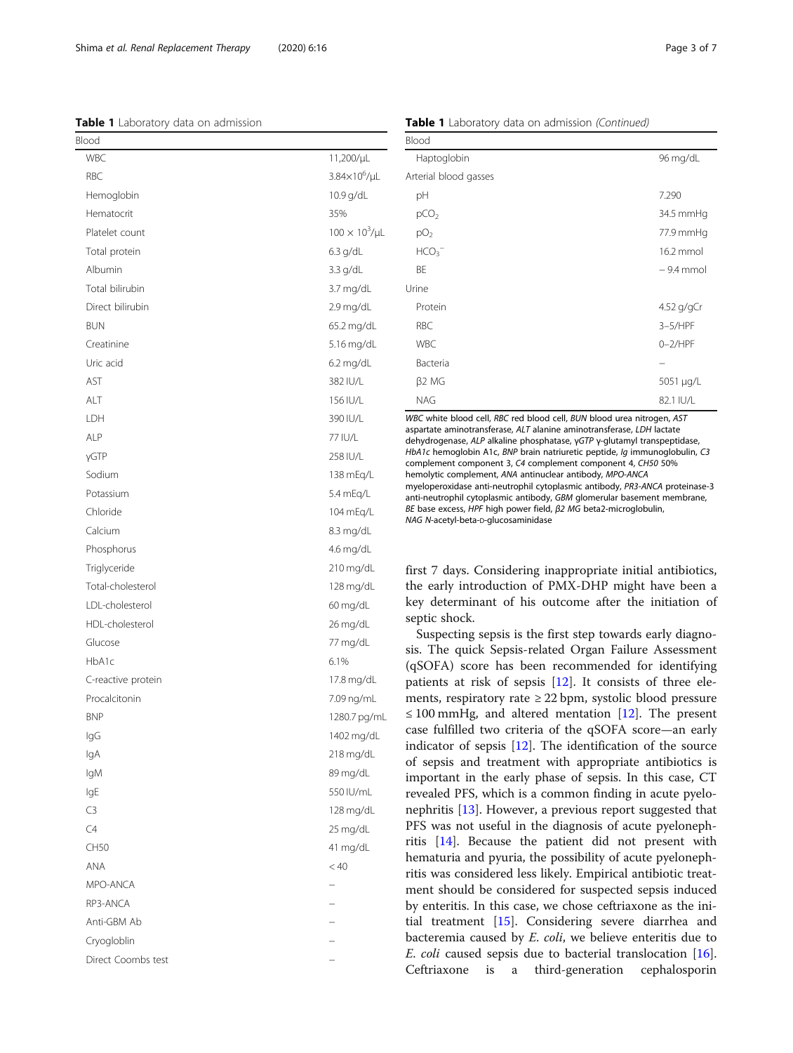**Table 1** Laboratory data on admission

| Blood | |
|---|---|
| WBC | 11,200/μL |
| RBC | $3.84 \times 10^6$/μL |
| Hemoglobin | 10.9 g/dL |
| Hematocrit | 35% |
| Platelet count | $100 \times 10^3$/μL |
| Total protein | 6.3 g/dL |
| Albumin | 3.3 g/dL |
| Total bilirubin | 3.7 mg/dL |
| Direct bilirubin | 2.9 mg/dL |
| BUN | 65.2 mg/dL |
| Creatinine | 5.16 mg/dL |
| Uric acid | 6.2 mg/dL |
| AST | 382 IU/L |
| ALT | 156 IU/L |
| LDH | 390 IU/L |
| ALP | 77 IU/L |
| γGTP | 258 IU/L |
| Sodium | 138 mEq/L |
| Potassium | 5.4 mEq/L |
| Chloride | 104 mEq/L |
| Calcium | 8.3 mg/dL |
| Phosphorus | 4.6 mg/dL |
| Triglyceride | 210 mg/dL |
| Total-cholesterol | 128 mg/dL |
| LDL-cholesterol | 60 mg/dL |
| HDL-cholesterol | 26 mg/dL |
| Glucose | 77 mg/dL |
| HbA1c | 6.1% |
| C-reactive protein | 17.8 mg/dL |
| Procalcitonin | 7.09 ng/mL |
| BNP | 1280.7 pg/mL |
| IgG | 1402 mg/dL |
| IgA | 218 mg/dL |
| IgM | 89 mg/dL |
| IgE | 550 IU/mL |
| C3 | 128 mg/dL |
| C4 | 25 mg/dL |
| CH50 | 41 mg/dL |
| ANA | < 40 |
| MPO-ANCA | – |
| RP3-ANCA | – |
| Anti-GBM Ab | – |
| Cryogloblin | – |
| Direct Coombs test | – |
| Haptoglobin | 96 mg/dL |
| Arterial blood gasses | |
| pH | 7.290 |
| $pCO_2$ | 34.5 mmHg |
| $pO_2$ | 77.9 mmHg |
| $HCO_3^-$ | 16.2 mmol |
| BE | − 9.4 mmol |
| **Urine** | |
| Protein | 4.52 g/gCr |
| RBC | 3–5/HPF |
| WBC | 0–2/HPF |
| Bacteria | – |
| β2 MG | 5051 μg/L |
| NAG | 82.1 IU/L |

*WBC* white blood cell, *RBC* red blood cell, *BUN* blood urea nitrogen, *AST* aspartate aminotransferase, *ALT* alanine aminotransferase, *LDH* lactate dehydrogenase, *ALP* alkaline phosphatase, *γGTP* γ-glutamyl transpeptidase, *HbA1c* hemoglobin A1c, *BNP* brain natriuretic peptide, *Ig* immunoglobulin, *C3* complement component 3, *C4* complement component 4, *CH50* 50% hemolytic complement, *ANA* antinuclear antibody, *MPO-ANCA* myeloperoxidase anti-neutrophil cytoplasmic antibody, *PR3-ANCA* proteinase-3 anti-neutrophil cytoplasmic antibody, *GBM* glomerular basement membrane, *BE* base excess, *HPF* high power field, *β2 MG* beta2-microglobulin, *NAG* N-acetyl-beta-D-glucosaminidase

first 7 days. Considering inappropriate initial antibiotics, the early introduction of PMX-DHP might have been a key determinant of his outcome after the initiation of septic shock.

Suspecting sepsis is the first step towards early diagnosis. The quick Sepsis-related Organ Failure Assessment (qSOFA) score has been recommended for identifying patients at risk of sepsis [12]. It consists of three elements, respiratory rate ≥ 22 bpm, systolic blood pressure ≤ 100 mmHg, and altered mentation [12]. The present case fulfilled two criteria of the qSOFA score—an early indicator of sepsis [12]. The identification of the source of sepsis and treatment with appropriate antibiotics is important in the early phase of sepsis. In this case, CT revealed PFS, which is a common finding in acute pyelonephritis [13]. However, a previous report suggested that PFS was not useful in the diagnosis of acute pyelonephritis [14]. Because the patient did not present with hematuria and pyuria, the possibility of acute pyelonephritis was considered less likely. Empirical antibiotic treatment should be considered for suspected sepsis induced by enteritis. In this case, we chose ceftriaxone as the initial treatment [15]. Considering severe diarrhea and bacteremia caused by *E. coli*, we believe enteritis due to *E. coli* caused sepsis due to bacterial translocation [16]. Ceftriaxone is a third-generation cephalosporin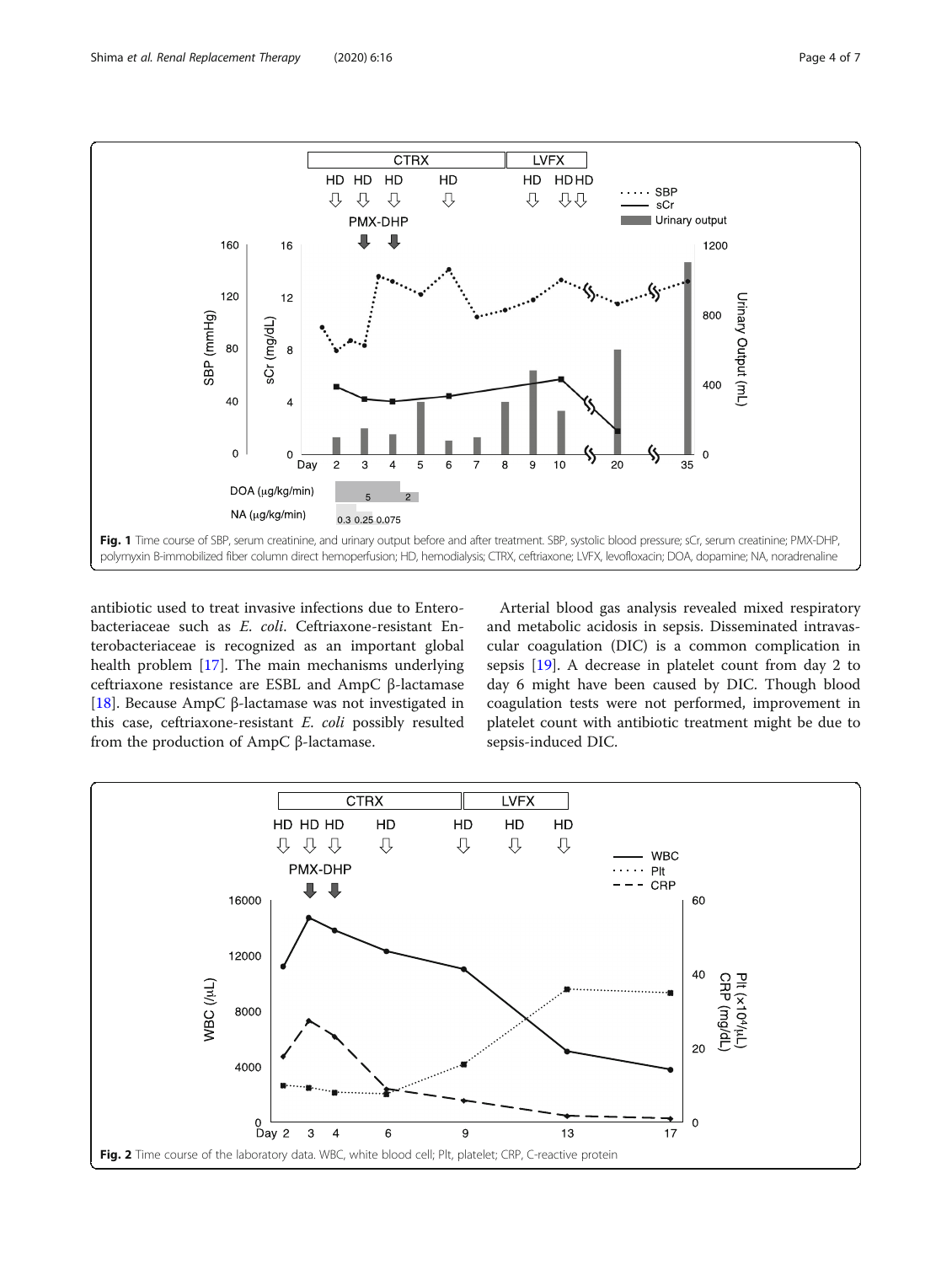Fig. 1 Time course of SBP, serum creatinine, and urinary output before and after treatment. SBP, systolic blood pressure; sCr, serum creatinine; PMX-DHP, polymyxin B-immobilized fiber column direct hemoperfusion; HD, hemodialysis; CTRX, ceftriaxone; LVFX, levofloxacin; DOA, dopamine; NA, noradrenaline

antibiotic used to treat invasive infections due to Enterobacteriaceae such as *E. coli*. Ceftriaxone-resistant Enterobacteriaceae is recognized as an important global health problem [17]. The main mechanisms underlying ceftriaxone resistance are ESBL and AmpC β-lactamase [18]. Because AmpC β-lactamase was not investigated in this case, ceftriaxone-resistant *E. coli* possibly resulted from the production of AmpC β-lactamase.

Arterial blood gas analysis revealed mixed respiratory and metabolic acidosis in sepsis. Disseminated intravascular coagulation (DIC) is a common complication in sepsis [19]. A decrease in platelet count from day 2 to day 6 might have been caused by DIC. Though blood coagulation tests were not performed, improvement in platelet count with antibiotic treatment might be due to sepsis-induced DIC.

Fig. 2 Time course of the laboratory data. WBC, white blood cell; Plt, platelet; CRP, C-reactive protein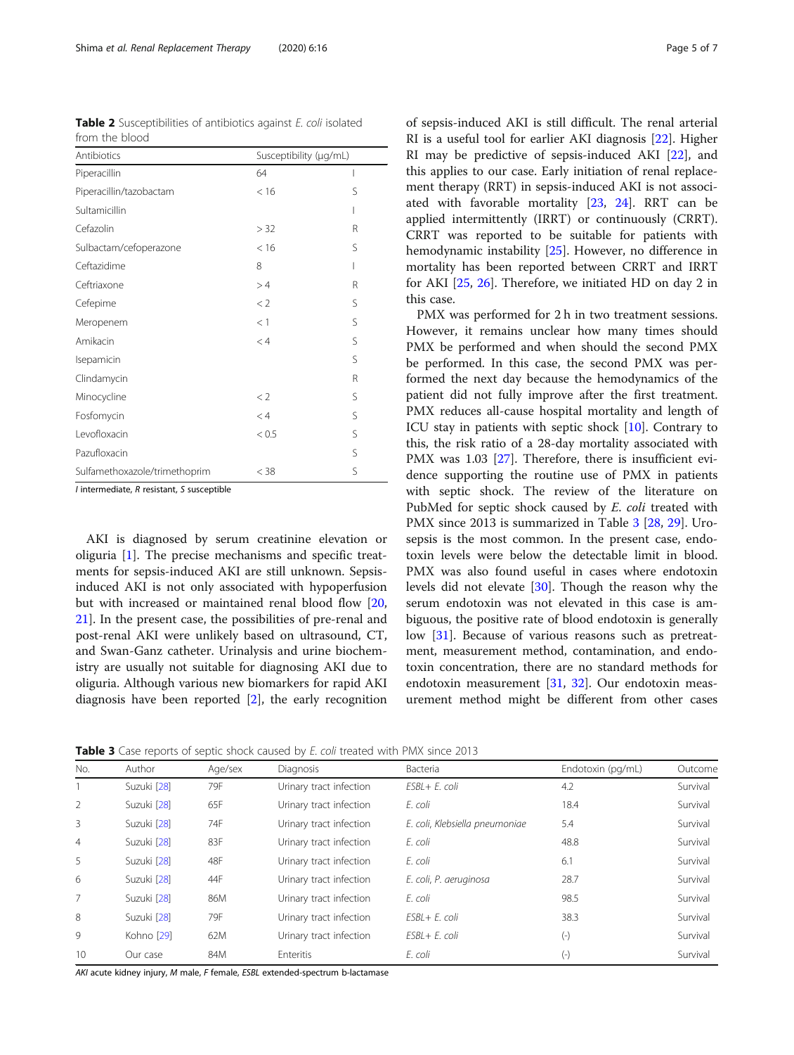**Table 2** Susceptibilities of antibiotics against *E. coli* isolated from the blood

| Antibiotics | Susceptibility (μg/mL) | |
|---|---|---|
| Piperacillin | 64 | I |
| Piperacillin/tazobactam | < 16 | S |
| Sultamicillin | | I |
| Cefazolin | > 32 | R |
| Sulbactam/cefoperazone | < 16 | S |
| Ceftazidime | 8 | I |
| Ceftriaxone | > 4 | R |
| Cefepime | < 2 | S |
| Meropenem | < 1 | S |
| Amikacin | < 4 | S |
| Isepamicin | | S |
| Clindamycin | | R |
| Minocycline | < 2 | S |
| Fosfomycin | < 4 | S |
| Levofloxacin | < 0.5 | S |
| Pazufloxacin | | S |
| Sulfamethoxazole/trimethoprim | < 38 | S |

*I* intermediate, *R* resistant, *S* susceptible

AKI is diagnosed by serum creatinine elevation or oliguria [1]. The precise mechanisms and specific treatments for sepsis-induced AKI are still unknown. Sepsis-induced AKI is not only associated with hypoperfusion but with increased or maintained renal blood flow [20, 21]. In the present case, the possibilities of pre-renal and post-renal AKI were unlikely based on ultrasound, CT, and Swan-Ganz catheter. Urinalysis and urine biochemistry are usually not suitable for diagnosing AKI due to oliguria. Although various new biomarkers for rapid AKI diagnosis have been reported [2], the early recognition of sepsis-induced AKI is still difficult. The renal arterial RI is a useful tool for earlier AKI diagnosis [22]. Higher RI may be predictive of sepsis-induced AKI [22], and this applies to our case. Early initiation of renal replacement therapy (RRT) in sepsis-induced AKI is not associated with favorable mortality [23, 24]. RRT can be applied intermittently (IRRT) or continuously (CRRT). CRRT was reported to be suitable for patients with hemodynamic instability [25]. However, no difference in mortality has been reported between CRRT and IRRT for AKI [25, 26]. Therefore, we initiated HD on day 2 in this case.

PMX was performed for 2 h in two treatment sessions. However, it remains unclear how many times should PMX be performed and when should the second PMX be performed. In this case, the second PMX was performed the next day because the hemodynamics of the patient did not fully improve after the first treatment. PMX reduces all-cause hospital mortality and length of ICU stay in patients with septic shock [10]. Contrary to this, the risk ratio of a 28-day mortality associated with PMX was 1.03 [27]. Therefore, there is insufficient evidence supporting the routine use of PMX in patients with septic shock. The review of the literature on PubMed for septic shock caused by *E. coli* treated with PMX since 2013 is summarized in Table 3 [28, 29]. Urosepsis is the most common. In the present case, endotoxin levels were below the detectable limit in blood. PMX was also found useful in cases where endotoxin levels did not elevate [30]. Though the reason why the serum endotoxin was not elevated in this case is ambiguous, the positive rate of blood endotoxin is generally low [31]. Because of various reasons such as pretreatment, measurement method, contamination, and endotoxin concentration, there are no standard methods for endotoxin measurement [31, 32]. Our endotoxin measurement method might be different from other cases

**Table 3** Case reports of septic shock caused by *E. coli* treated with PMX since 2013

| No. | Author | Age/sex | Diagnosis | Bacteria | Endotoxin (pg/mL) | Outcome |
|---|---|---|---|---|---|---|
| 1 | Suzuki [28] | 79F | Urinary tract infection | *ESBL+ E. coli* | 4.2 | Survival |
| 2 | Suzuki [28] | 65F | Urinary tract infection | *E. coli* | 18.4 | Survival |
| 3 | Suzuki [28] | 74F | Urinary tract infection | *E. coli, Klebsiella pneumoniae* | 5.4 | Survival |
| 4 | Suzuki [28] | 83F | Urinary tract infection | *E. coli* | 48.8 | Survival |
| 5 | Suzuki [28] | 48F | Urinary tract infection | *E. coli* | 6.1 | Survival |
| 6 | Suzuki [28] | 44F | Urinary tract infection | *E. coli, P. aeruginosa* | 28.7 | Survival |
| 7 | Suzuki [28] | 86M | Urinary tract infection | *E. coli* | 98.5 | Survival |
| 8 | Suzuki [28] | 79F | Urinary tract infection | *ESBL+ E. coli* | 38.3 | Survival |
| 9 | Kohno [29] | 62M | Urinary tract infection | *ESBL+ E. coli* | (-) | Survival |
| 10 | Our case | 84M | Enteritis | *E. coli* | (-) | Survival |

*AKI* acute kidney injury, *M* male, *F* female, *ESBL* extended-spectrum b-lactamase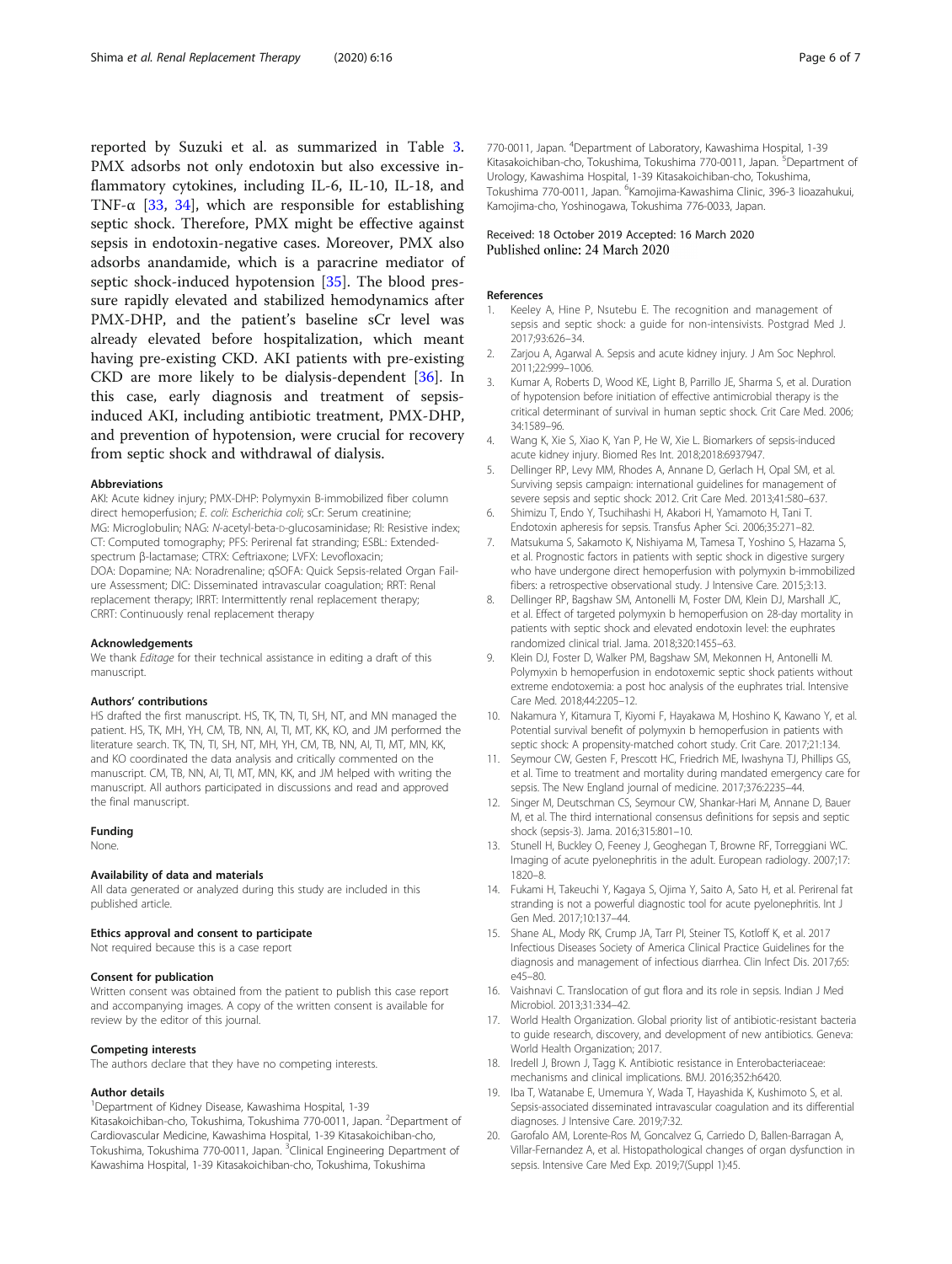reported by Suzuki et al. as summarized in Table 3. PMX adsorbs not only endotoxin but also excessive inflammatory cytokines, including IL-6, IL-10, IL-18, and TNF-α [33, 34], which are responsible for establishing septic shock. Therefore, PMX might be effective against sepsis in endotoxin-negative cases. Moreover, PMX also adsorbs anandamide, which is a paracrine mediator of septic shock-induced hypotension [35]. The blood pressure rapidly elevated and stabilized hemodynamics after PMX-DHP, and the patient's baseline sCr level was already elevated before hospitalization, which meant having pre-existing CKD. AKI patients with pre-existing CKD are more likely to be dialysis-dependent [36]. In this case, early diagnosis and treatment of sepsis-induced AKI, including antibiotic treatment, PMX-DHP, and prevention of hypotension, were crucial for recovery from septic shock and withdrawal of dialysis.

#### Abbreviations

AKI: Acute kidney injury; PMX-DHP: Polymyxin B-immobilized fiber column direct hemoperfusion; *E. coli*: *Escherichia coli*; sCr: Serum creatinine; MG: Microglobulin; NAG: *N*-acetyl-beta-D-glucosaminidase; RI: Resistive index; CT: Computed tomography; PFS: Perirenal fat stranding; ESBL: Extended-spectrum β-lactamase; CTRX: Ceftriaxone; LVFX: Levofloxacin; DOA: Dopamine; NA: Noradrenaline; qSOFA: Quick Sepsis-related Organ Failure Assessment; DIC: Disseminated intravascular coagulation; RRT: Renal replacement therapy; IRRT: Intermittently renal replacement therapy; CRRT: Continuously renal replacement therapy

#### Acknowledgements

We thank *Editage* for their technical assistance in editing a draft of this manuscript.

#### Authors' contributions

HS drafted the first manuscript. HS, TK, TN, TI, SH, NT, and MN managed the patient. HS, TK, MH, YH, CM, TB, NN, AI, TI, MT, KK, KO, and JM performed the literature search. TK, TN, TI, SH, NT, MH, YH, CM, TB, NN, AI, TI, MT, MN, KK, and KO coordinated the data analysis and critically commented on the manuscript. CM, TB, NN, AI, TI, MT, MN, KK, and JM helped with writing the manuscript. All authors participated in discussions and read and approved the final manuscript.

#### Funding

None.

#### Availability of data and materials

All data generated or analyzed during this study are included in this published article.

#### Ethics approval and consent to participate

Not required because this is a case report

#### Consent for publication

Written consent was obtained from the patient to publish this case report and accompanying images. A copy of the written consent is available for review by the editor of this journal.

#### Competing interests

The authors declare that they have no competing interests.

#### Author details

[1]Department of Kidney Disease, Kawashima Hospital, 1-39 Kitasakoichiban-cho, Tokushima, Tokushima 770-0011, Japan. [2]Department of Cardiovascular Medicine, Kawashima Hospital, 1-39 Kitasakoichiban-cho, Tokushima, Tokushima 770-0011, Japan. [3]Clinical Engineering Department of Kawashima Hospital, 1-39 Kitasakoichiban-cho, Tokushima, Tokushima 770-0011, Japan. [4]Department of Laboratory, Kawashima Hospital, 1-39 Kitasakoichiban-cho, Tokushima, Tokushima 770-0011, Japan. [5]Department of Urology, Kawashima Hospital, 1-39 Kitasakoichiban-cho, Tokushima, Tokushima 770-0011, Japan. [6]Kamojima-Kawashima Clinic, 396-3 Iioazahukui, Kamojima-cho, Yoshinogawa, Tokushima 776-0033, Japan.

Received: 18 October 2019 Accepted: 16 March 2020
Published online: 24 March 2020

#### References

1. Keeley A, Hine P, Nsutebu E. The recognition and management of sepsis and septic shock: a guide for non-intensivists. Postgrad Med J. 2017;93:626–34.
2. Zarjou A, Agarwal A. Sepsis and acute kidney injury. J Am Soc Nephrol. 2011;22:999–1006.
3. Kumar A, Roberts D, Wood KE, Light B, Parrillo JE, Sharma S, et al. Duration of hypotension before initiation of effective antimicrobial therapy is the critical determinant of survival in human septic shock. Crit Care Med. 2006; 34:1589–96.
4. Wang K, Xie S, Xiao K, Yan P, He W, Xie L. Biomarkers of sepsis-induced acute kidney injury. Biomed Res Int. 2018;2018:6937947.
5. Dellinger RP, Levy MM, Rhodes A, Annane D, Gerlach H, Opal SM, et al. Surviving sepsis campaign: international guidelines for management of severe sepsis and septic shock: 2012. Crit Care Med. 2013;41:580–637.
6. Shimizu T, Endo Y, Tsuchihashi H, Akabori H, Yamamoto H, Tani T. Endotoxin apheresis for sepsis. Transfus Apher Sci. 2006;35:271–82.
7. Matsukuma S, Sakamoto K, Nishiyama M, Tamesa T, Yoshino S, Hazama S, et al. Prognostic factors in patients with septic shock in digestive surgery who have undergone direct hemoperfusion with polymyxin b-immobilized fibers: a retrospective observational study. J Intensive Care. 2015;3:13.
8. Dellinger RP, Bagshaw SM, Antonelli M, Foster DM, Klein DJ, Marshall JC, et al. Effect of targeted polymyxin b hemoperfusion on 28-day mortality in patients with septic shock and elevated endotoxin level: the euphrates randomized clinical trial. Jama. 2018;320:1455–63.
9. Klein DJ, Foster D, Walker PM, Bagshaw SM, Mekonnen H, Antonelli M. Polymyxin b hemoperfusion in endotoxemic septic shock patients without extreme endotoxemia: a post hoc analysis of the euphrates trial. Intensive Care Med. 2018;44:2205–12.
10. Nakamura Y, Kitamura T, Kiyomi F, Hayakawa M, Hoshino K, Kawano Y, et al. Potential survival benefit of polymyxin b hemoperfusion in patients with septic shock: A propensity-matched cohort study. Crit Care. 2017;21:134.
11. Seymour CW, Gesten F, Prescott HC, Friedrich ME, Iwashyna TJ, Phillips GS, et al. Time to treatment and mortality during mandated emergency care for sepsis. The New England journal of medicine. 2017;376:2235–44.
12. Singer M, Deutschman CS, Seymour CW, Shankar-Hari M, Annane D, Bauer M, et al. The third international consensus definitions for sepsis and septic shock (sepsis-3). Jama. 2016;315:801–10.
13. Stunell H, Buckley O, Feeney J, Geoghegan T, Browne RF, Torreggiani WC. Imaging of acute pyelonephritis in the adult. European radiology. 2007;17: 1820–8.
14. Fukami H, Takeuchi Y, Kagaya S, Ojima Y, Saito A, Sato H, et al. Perirenal fat stranding is not a powerful diagnostic tool for acute pyelonephritis. Int J Gen Med. 2017;10:137–44.
15. Shane AL, Mody RK, Crump JA, Tarr PI, Steiner TS, Kotloff K, et al. 2017 Infectious Diseases Society of America Clinical Practice Guidelines for the diagnosis and management of infectious diarrhea. Clin Infect Dis. 2017;65: e45–80.
16. Vaishnavi C. Translocation of gut flora and its role in sepsis. Indian J Med Microbiol. 2013;31:334–42.
17. World Health Organization. Global priority list of antibiotic-resistant bacteria to guide research, discovery, and development of new antibiotics. Geneva: World Health Organization; 2017.
18. Iredell J, Brown J, Tagg K. Antibiotic resistance in Enterobacteriaceae: mechanisms and clinical implications. BMJ. 2016;352:h6420.
19. Iba T, Watanabe E, Umemura Y, Wada T, Hayashida K, Kushimoto S, et al. Sepsis-associated disseminated intravascular coagulation and its differential diagnoses. J Intensive Care. 2019;7:32.
20. Garofalo AM, Lorente-Ros M, Goncalvez G, Carriedo D, Ballen-Barragan A, Villar-Fernandez A, et al. Histopathological changes of organ dysfunction in sepsis. Intensive Care Med Exp. 2019;7(Suppl 1):45.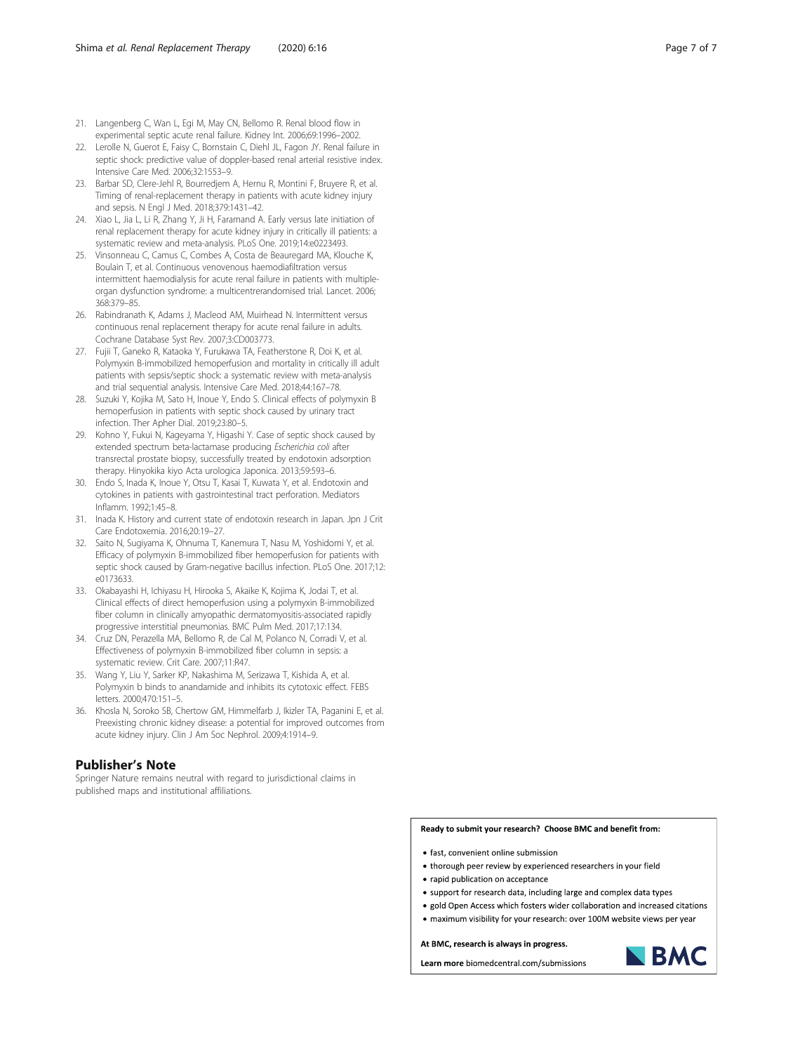21. Langenberg C, Wan L, Egi M, May CN, Bellomo R. Renal blood flow in experimental septic acute renal failure. Kidney Int. 2006;69:1996–2002.
22. Lerolle N, Guerot E, Faisy C, Bornstain C, Diehl JL, Fagon JY. Renal failure in septic shock: predictive value of doppler-based renal arterial resistive index. Intensive Care Med. 2006;32:1553–9.
23. Barbar SD, Clere-Jehl R, Bourredjem A, Hernu R, Montini F, Bruyere R, et al. Timing of renal-replacement therapy in patients with acute kidney injury and sepsis. N Engl J Med. 2018;379:1431–42.
24. Xiao L, Jia L, Li R, Zhang Y, Ji H, Faramand A. Early versus late initiation of renal replacement therapy for acute kidney injury in critically ill patients: a systematic review and meta-analysis. PLoS One. 2019;14:e0223493.
25. Vinsonneau C, Camus C, Combes A, Costa de Beauregard MA, Klouche K, Boulain T, et al. Continuous venovenous haemodiafiltration versus intermittent haemodialysis for acute renal failure in patients with multiple-organ dysfunction syndrome: a multicentrerandomised trial. Lancet. 2006; 368:379–85.
26. Rabindranath K, Adams J, Macleod AM, Muirhead N. Intermittent versus continuous renal replacement therapy for acute renal failure in adults. Cochrane Database Syst Rev. 2007;3:CD003773.
27. Fujii T, Ganeko R, Kataoka Y, Furukawa TA, Featherstone R, Doi K, et al. Polymyxin B-immobilized hemoperfusion and mortality in critically ill adult patients with sepsis/septic shock: a systematic review with meta-analysis and trial sequential analysis. Intensive Care Med. 2018;44:167–78.
28. Suzuki Y, Kojika M, Sato H, Inoue Y, Endo S. Clinical effects of polymyxin B hemoperfusion in patients with septic shock caused by urinary tract infection. Ther Apher Dial. 2019;23:80–5.
29. Kohno Y, Fukui N, Kageyama Y, Higashi Y. Case of septic shock caused by extended spectrum beta-lactamase producing *Escherichia coli* after transrectal prostate biopsy, successfully treated by endotoxin adsorption therapy. Hinyokika kiyo Acta urologica Japonica. 2013;59:593–6.
30. Endo S, Inada K, Inoue Y, Otsu T, Kasai T, Kuwata Y, et al. Endotoxin and cytokines in patients with gastrointestinal tract perforation. Mediators Inflamm. 1992;1:45–8.
31. Inada K. History and current state of endotoxin research in Japan. Jpn J Crit Care Endotoxemia. 2016;20:19–27.
32. Saito N, Sugiyama K, Ohnuma T, Kanemura T, Nasu M, Yoshidomi Y, et al. Efficacy of polymyxin B-immobilized fiber hemoperfusion for patients with septic shock caused by Gram-negative bacillus infection. PLoS One. 2017;12: e0173633.
33. Okabayashi H, Ichiyasu H, Hirooka S, Akaike K, Kojima K, Jodai T, et al. Clinical effects of direct hemoperfusion using a polymyxin B-immobilized fiber column in clinically amyopathic dermatomyositis-associated rapidly progressive interstitial pneumonias. BMC Pulm Med. 2017;17:134.
34. Cruz DN, Perazella MA, Bellomo R, de Cal M, Polanco N, Corradi V, et al. Effectiveness of polymyxin B-immobilized fiber column in sepsis: a systematic review. Crit Care. 2007;11:R47.
35. Wang Y, Liu Y, Sarker KP, Nakashima M, Serizawa T, Kishida A, et al. Polymyxin b binds to anandamide and inhibits its cytotoxic effect. FEBS letters. 2000;470:151–5.
36. Khosla N, Soroko SB, Chertow GM, Himmelfarb J, Ikizler TA, Paganini E, et al. Preexisting chronic kidney disease: a potential for improved outcomes from acute kidney injury. Clin J Am Soc Nephrol. 2009;4:1914–9.

## Publisher's Note

Springer Nature remains neutral with regard to jurisdictional claims in published maps and institutional affiliations.

**Ready to submit your research? Choose BMC and benefit from:**

- fast, convenient online submission
- thorough peer review by experienced researchers in your field
- rapid publication on acceptance
- support for research data, including large and complex data types
- gold Open Access which fosters wider collaboration and increased citations
- maximum visibility for your research: over 100M website views per year

**At BMC, research is always in progress.**

**Learn more** biomedcentral.com/submissions

BMC